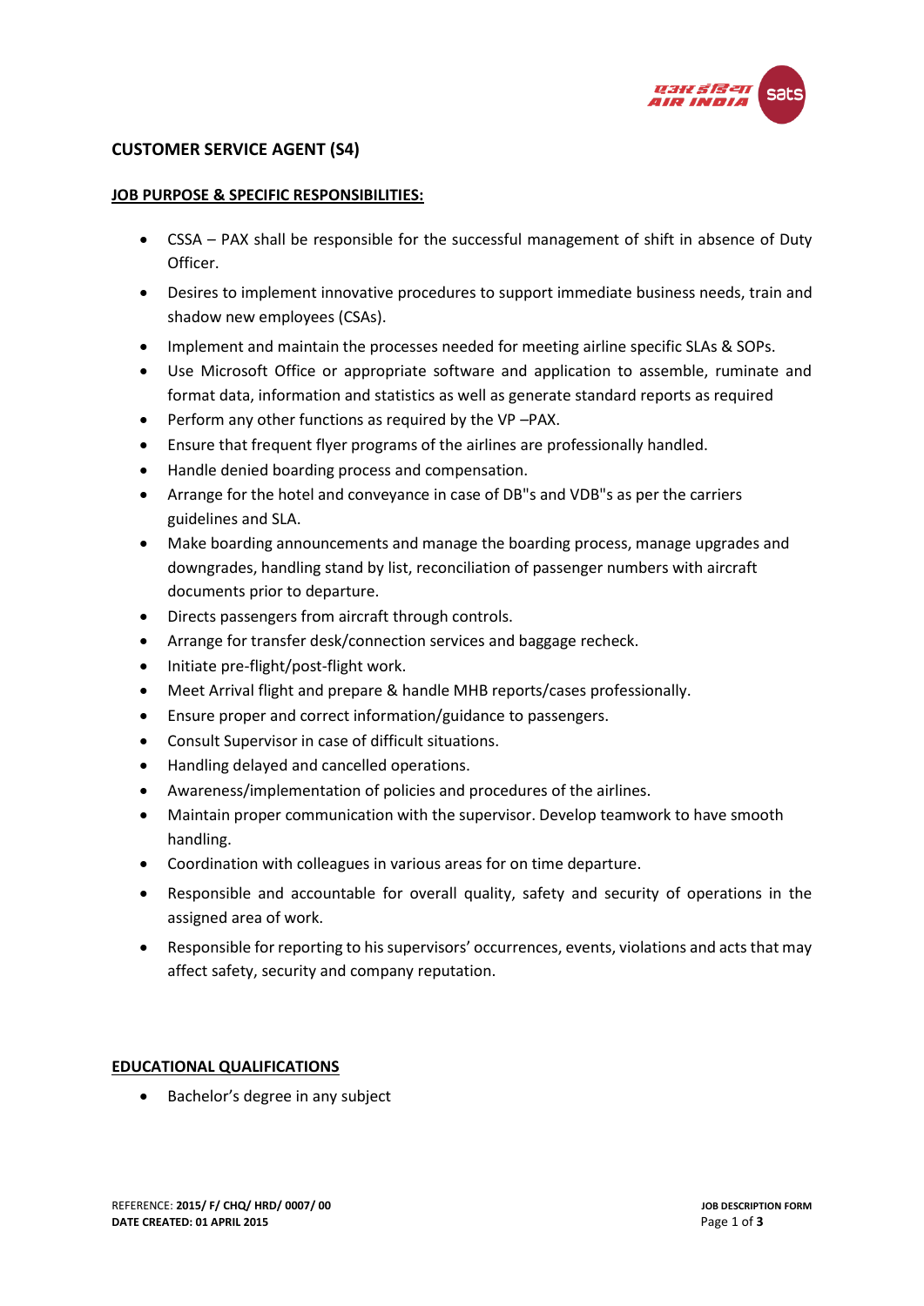# CUSTOMER SERVICE AGENT (S4)

## JOB PURPOSE & SPECIFIC RESPONSIBILITIES:

- CSSA – PAX shall be responsible for the successful management of shift in absence of Duty Officer.
- Desires to implement innovative procedures to support immediate business needs, train and shadow new employees (CSAs).
- Implement and maintain the processes needed for meeting airline specific SLAs & SOPs.
- Use Microsoft Office or appropriate software and application to assemble, ruminate and format data, information and statistics as well as generate standard reports as required
- Perform any other functions as required by the VP –PAX.
- Ensure that frequent flyer programs of the airlines are professionally handled.
- Handle denied boarding process and compensation.
- Arrange for the hotel and conveyance in case of DB"s and VDB"s as per the carriers guidelines and SLA.
- Make boarding announcements and manage the boarding process, manage upgrades and downgrades, handling stand by list, reconciliation of passenger numbers with aircraft documents prior to departure.
- Directs passengers from aircraft through controls.
- Arrange for transfer desk/connection services and baggage recheck.
- Initiate pre-flight/post-flight work.
- Meet Arrival flight and prepare & handle MHB reports/cases professionally.
- Ensure proper and correct information/guidance to passengers.
- Consult Supervisor in case of difficult situations.
- Handling delayed and cancelled operations.
- Awareness/implementation of policies and procedures of the airlines.
- Maintain proper communication with the supervisor. Develop teamwork to have smooth handling.
- Coordination with colleagues in various areas for on time departure.
- Responsible and accountable for overall quality, safety and security of operations in the assigned area of work.
- Responsible for reporting to his supervisors' occurrences, events, violations and acts that may affect safety, security and company reputation.

## EDUCATIONAL QUALIFICATIONS

- Bachelor's degree in any subject

REFERENCE: **2015/ F/ CHQ/ HRD/ 0007/ 00**
**DATE CREATED: 01 APRIL 2015**

**JOB DESCRIPTION FORM**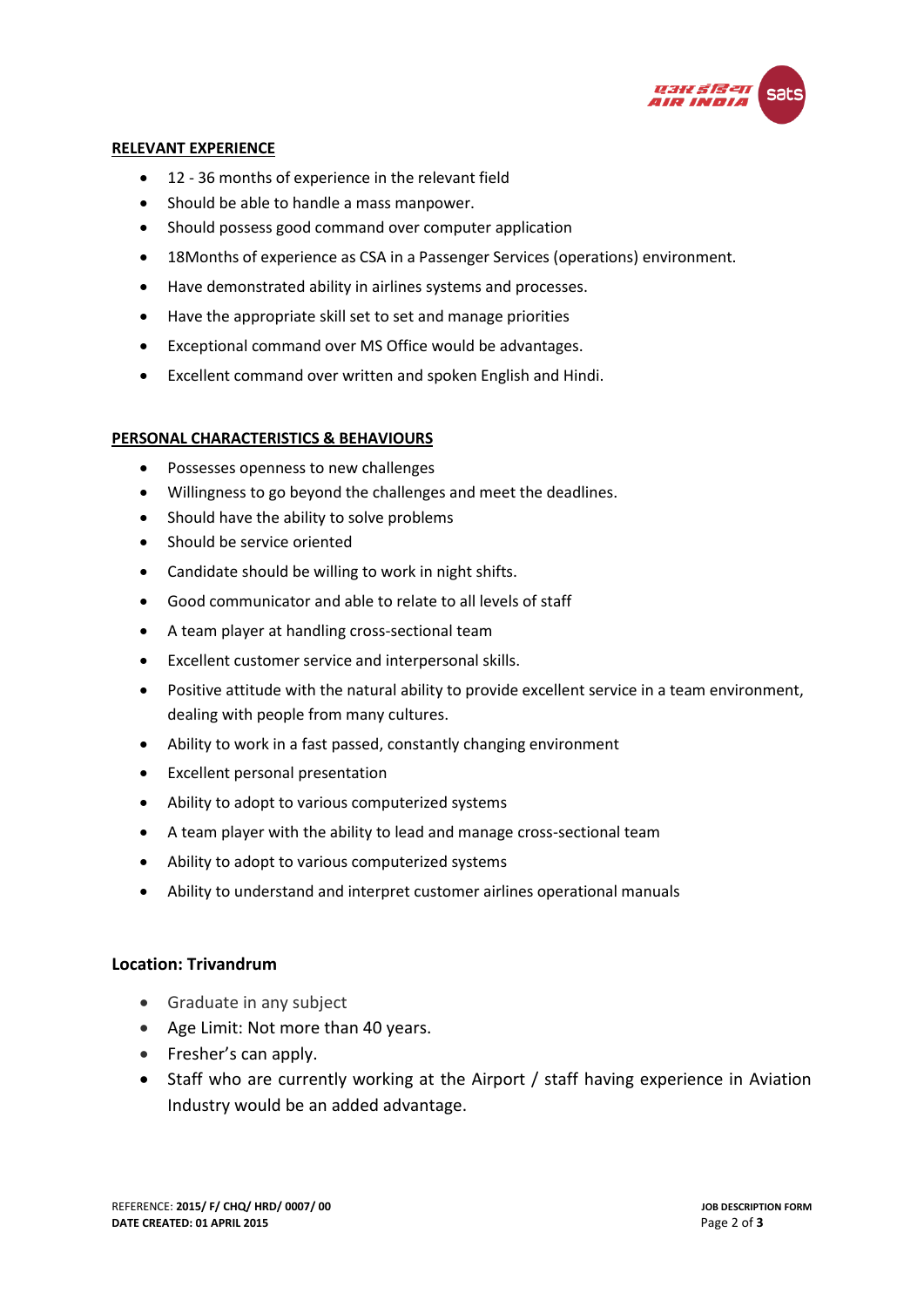## RELEVANT EXPERIENCE

- 12 - 36 months of experience in the relevant field
- Should be able to handle a mass manpower.
- Should possess good command over computer application
- 18Months of experience as CSA in a Passenger Services (operations) environment.
- Have demonstrated ability in airlines systems and processes.
- Have the appropriate skill set to set and manage priorities
- Exceptional command over MS Office would be advantages.
- Excellent command over written and spoken English and Hindi.

## PERSONAL CHARACTERISTICS & BEHAVIOURS

- Possesses openness to new challenges
- Willingness to go beyond the challenges and meet the deadlines.
- Should have the ability to solve problems
- Should be service oriented
- Candidate should be willing to work in night shifts.
- Good communicator and able to relate to all levels of staff
- A team player at handling cross-sectional team
- Excellent customer service and interpersonal skills.
- Positive attitude with the natural ability to provide excellent service in a team environment, dealing with people from many cultures.
- Ability to work in a fast passed, constantly changing environment
- Excellent personal presentation
- Ability to adopt to various computerized systems
- A team player with the ability to lead and manage cross-sectional team
- Ability to adopt to various computerized systems
- Ability to understand and interpret customer airlines operational manuals

### Location: Trivandrum

- Graduate in any subject
- Age Limit: Not more than 40 years.
- Fresher's can apply.
- Staff who are currently working at the Airport / staff having experience in Aviation Industry would be an added advantage.

REFERENCE: **2015/ F/ CHQ/ HRD/ 0007/ 00**
**DATE CREATED: 01 APRIL 2015**

**JOB DESCRIPTION FORM**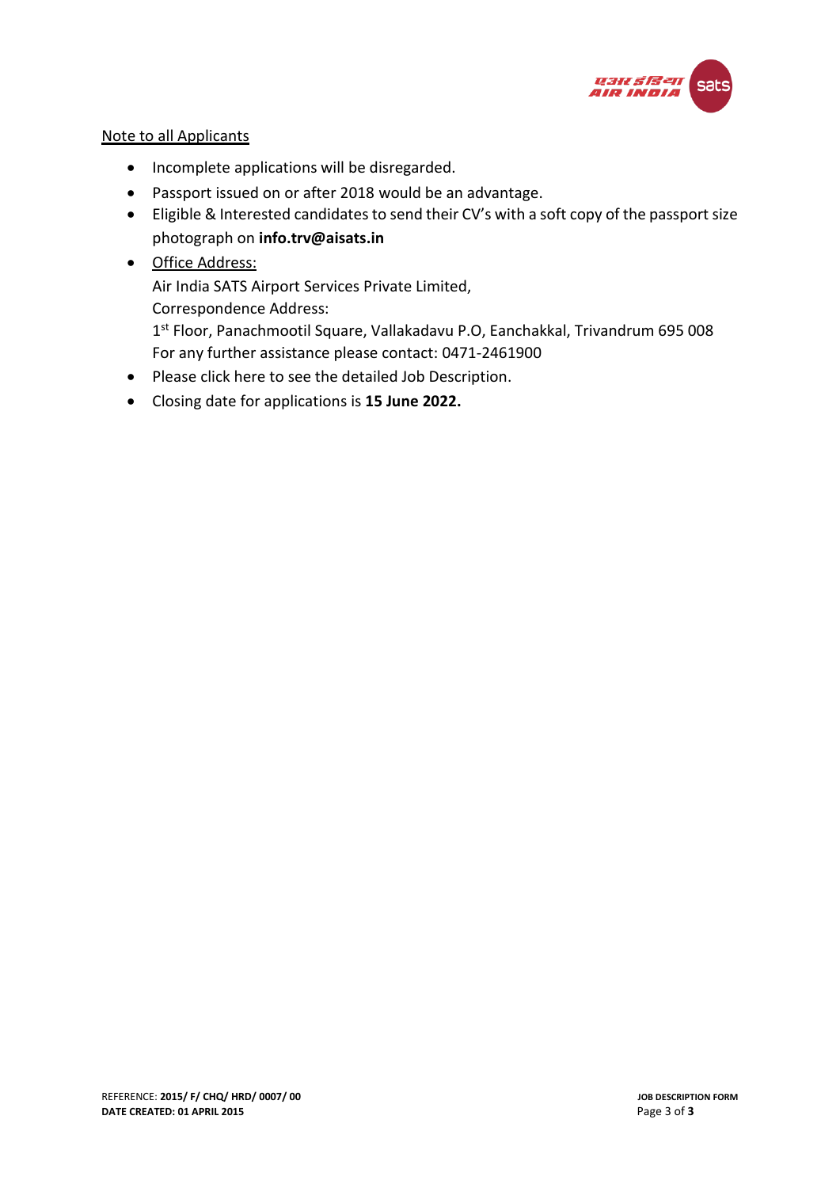Note to all Applicants

- Incomplete applications will be disregarded.
- Passport issued on or after 2018 would be an advantage.
- Eligible & Interested candidates to send their CV's with a soft copy of the passport size photograph on **info.trv@aisats.in**
- Office Address:
  Air India SATS Airport Services Private Limited,
  Correspondence Address:
  1st Floor, Panachmootil Square, Vallakadavu P.O, Eanchakkal, Trivandrum 695 008
  For any further assistance please contact: 0471-2461900
- Please click here to see the detailed Job Description.
- Closing date for applications is **15 June 2022.**

REFERENCE: **2015/ F/ CHQ/ HRD/ 0007/ 00**
**DATE CREATED: 01 APRIL 2015**
**JOB DESCRIPTION FORM**